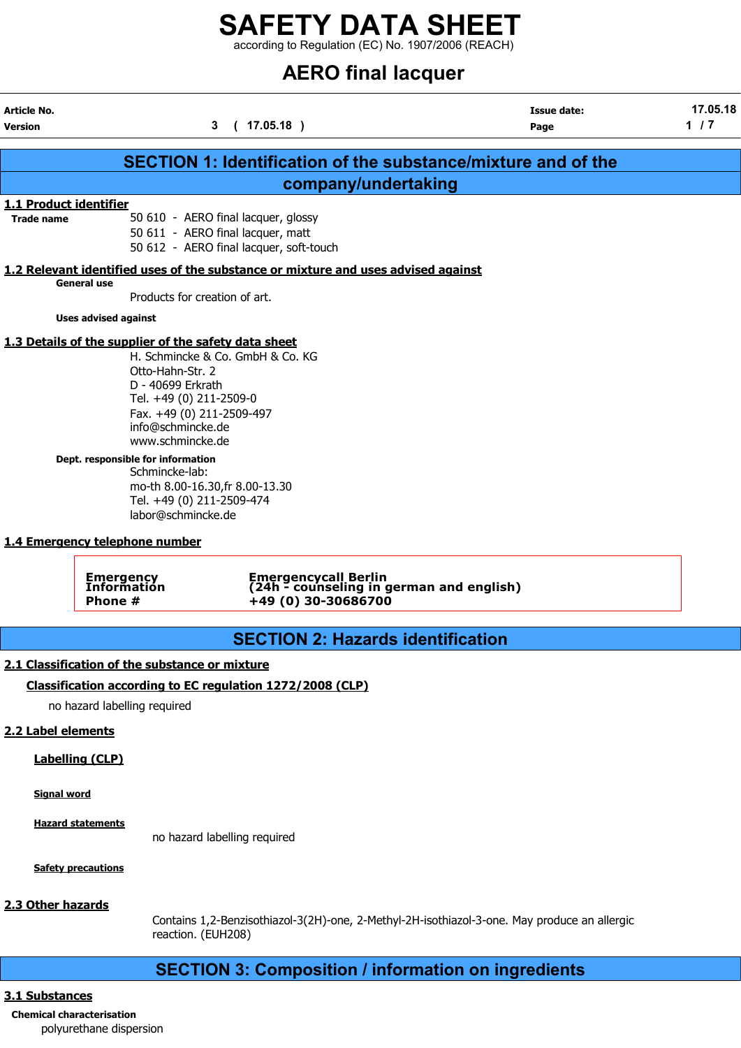# SAFETY DATA SHEET

according to Regulation (EC) No. 1907/2006 (REACH)

# AERO final lacquer

| | | | |
|---|---|---|---|
| **Article No.** | | **Issue date:** | 17.05.18 |
| **Version** | 3 ( 17.05.18 ) | | |

## SECTION 1: Identification of the substance/mixture and of the company/undertaking

### 1.1 Product identifier

**Trade name**

50 610 - AERO final lacquer, glossy
50 611 - AERO final lacquer, matt
50 612 - AERO final lacquer, soft-touch

### 1.2 Relevant identified uses of the substance or mixture and uses advised against

**General use**

Products for creation of art.

**Uses advised against**

### 1.3 Details of the supplier of the safety data sheet

H. Schmincke & Co. GmbH & Co. KG
Otto-Hahn-Str. 2
D - 40699 Erkrath
Tel. +49 (0) 211-2509-0
Fax. +49 (0) 211-2509-497
info@schmincke.de
www.schmincke.de

**Dept. responsible for information**

Schmincke-lab:
mo-th 8.00-16.30,fr 8.00-13.30
Tel. +49 (0) 211-2509-474
labor@schmincke.de

### 1.4 Emergency telephone number

| | |
|---|---|
| **Emergency Information Phone #** | **Emergencycall Berlin (24h - counseling in german and english) +49 (0) 30-30686700** |

## SECTION 2: Hazards identification

### 2.1 Classification of the substance or mixture

#### Classification according to EC regulation 1272/2008 (CLP)

no hazard labelling required

### 2.2 Label elements

#### Labelling (CLP)

**Signal word**

**Hazard statements**

no hazard labelling required

**Safety precautions**

### 2.3 Other hazards

Contains 1,2-Benzisothiazol-3(2H)-one, 2-Methyl-2H-isothiazol-3-one. May produce an allergic reaction. (EUH208)

## SECTION 3: Composition / information on ingredients

### 3.1 Substances

**Chemical characterisation**

polyurethane dispersion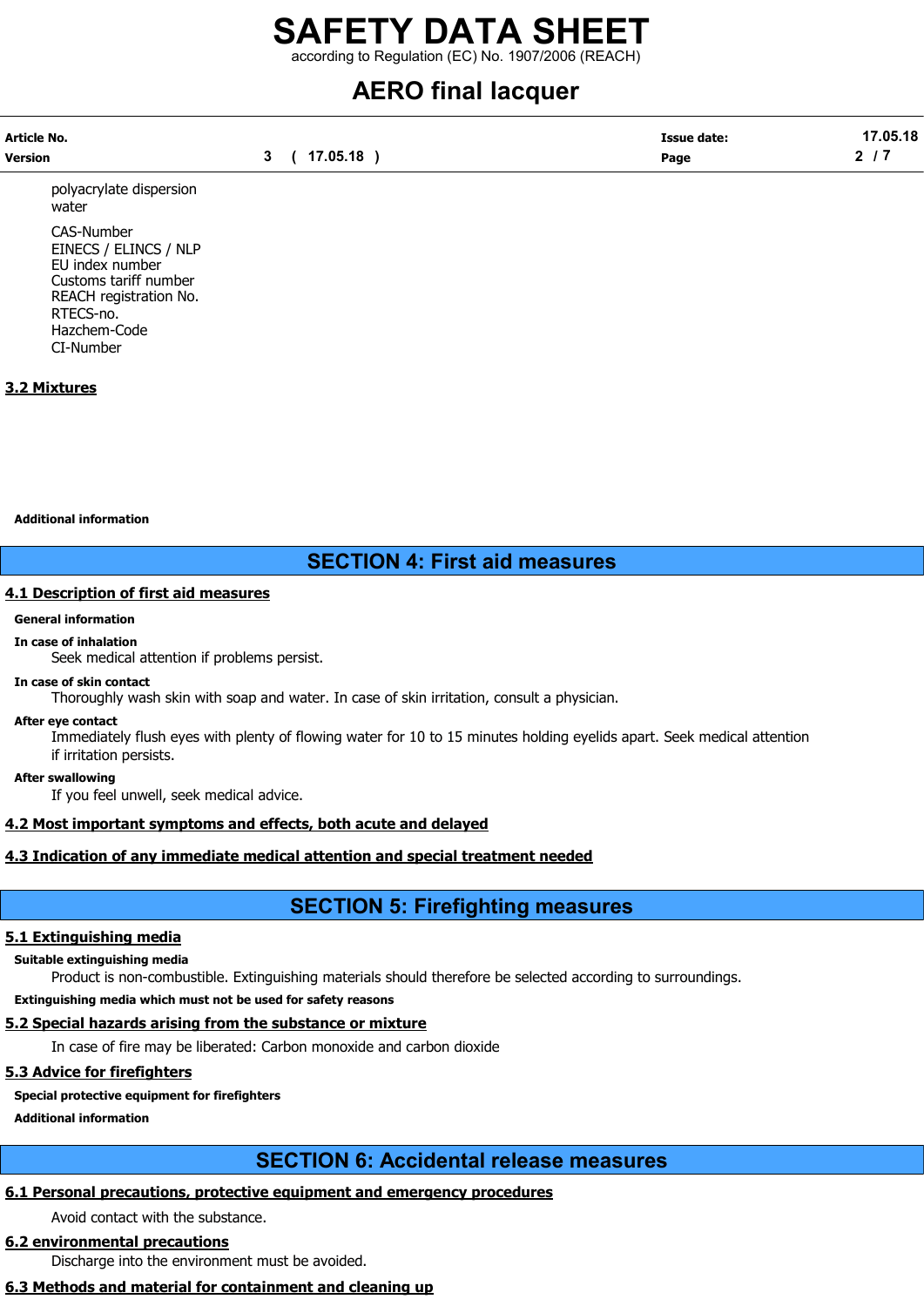polyacrylate dispersion
water

CAS-Number
EINECS / ELINCS / NLP
EU index number
Customs tariff number
REACH registration No.
RTECS-no.
Hazchem-Code
CI-Number

### 3.2 Mixtures

**Additional information**

## SECTION 4: First aid measures

### 4.1 Description of first aid measures

**General information**

**In case of inhalation**

Seek medical attention if problems persist.

**In case of skin contact**

Thoroughly wash skin with soap and water. In case of skin irritation, consult a physician.

**After eye contact**

Immediately flush eyes with plenty of flowing water for 10 to 15 minutes holding eyelids apart. Seek medical attention if irritation persists.

**After swallowing**

If you feel unwell, seek medical advice.

### 4.2 Most important symptoms and effects, both acute and delayed

### 4.3 Indication of any immediate medical attention and special treatment needed

## SECTION 5: Firefighting measures

### 5.1 Extinguishing media

**Suitable extinguishing media**

Product is non-combustible. Extinguishing materials should therefore be selected according to surroundings.

**Extinguishing media which must not be used for safety reasons**

### 5.2 Special hazards arising from the substance or mixture

In case of fire may be liberated: Carbon monoxide and carbon dioxide

### 5.3 Advice for firefighters

**Special protective equipment for firefighters**

**Additional information**

## SECTION 6: Accidental release measures

### 6.1 Personal precautions, protective equipment and emergency procedures

Avoid contact with the substance.

### 6.2 environmental precautions

Discharge into the environment must be avoided.

### 6.3 Methods and material for containment and cleaning up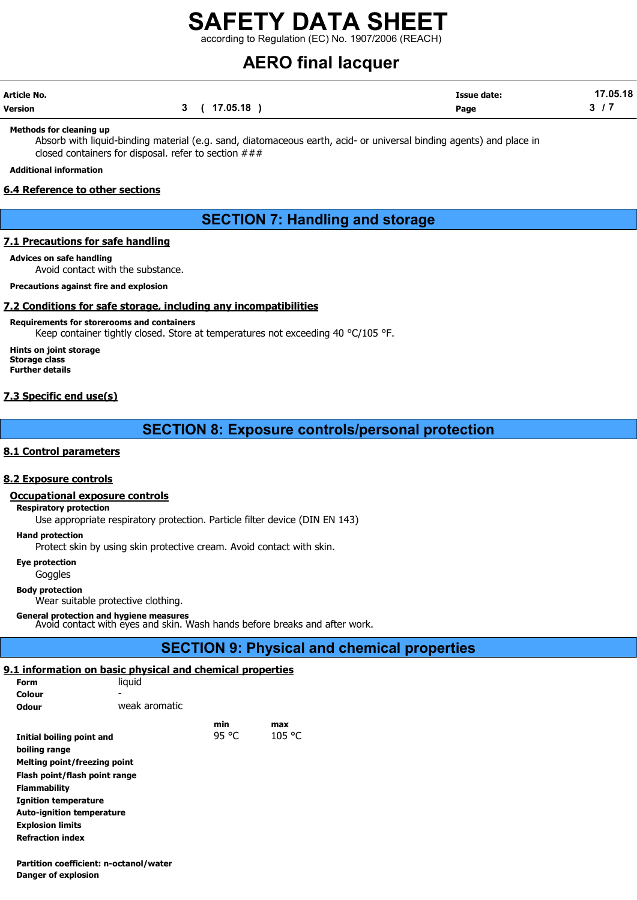**Methods for cleaning up**

Absorb with liquid-binding material (e.g. sand, diatomaceous earth, acid- or universal binding agents) and place in closed containers for disposal. refer to section ###

**Additional information**

### 6.4 Reference to other sections

## SECTION 7: Handling and storage

### 7.1 Precautions for safe handling

**Advices on safe handling**

Avoid contact with the substance.

**Precautions against fire and explosion**

### 7.2 Conditions for safe storage, including any incompatibilities

**Requirements for storerooms and containers**

Keep container tightly closed. Store at temperatures not exceeding 40 °C/105 °F.

**Hints on joint storage**

**Storage class**

**Further details**

### 7.3 Specific end use(s)

## SECTION 8: Exposure controls/personal protection

### 8.1 Control parameters

### 8.2 Exposure controls

**Occupational exposure controls**

**Respiratory protection**

Use appropriate respiratory protection. Particle filter device (DIN EN 143)

**Hand protection**

Protect skin by using skin protective cream. Avoid contact with skin.

**Eye protection**

Goggles

**Body protection**

Wear suitable protective clothing.

**General protection and hygiene measures**

Avoid contact with eyes and skin. Wash hands before breaks and after work.

## SECTION 9: Physical and chemical properties

### 9.1 information on basic physical and chemical properties

| | |
|---|---|
| **Form** | liquid |
| **Colour** | - |
| **Odour** | weak aromatic |

| | min | max |
|---|---|---|
| **Initial boiling point and boiling range** | 95 °C | 105 °C |
| **Melting point/freezing point** | | |
| **Flash point/flash point range** | | |
| **Flammability** | | |
| **Ignition temperature** | | |
| **Auto-ignition temperature** | | |
| **Explosion limits** | | |
| **Refraction index** | | |
| **Partition coefficient: n-octanol/water** | | |
| **Danger of explosion** | | |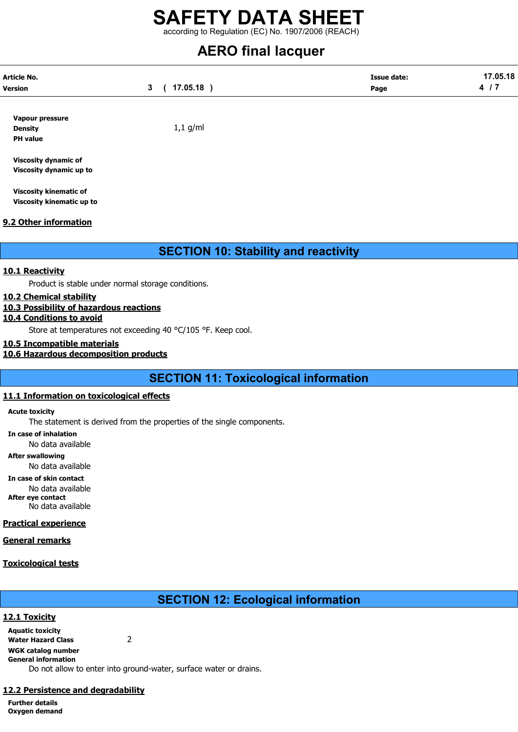**Vapour pressure**
**Density** 1,1 g/ml
**PH value**

**Viscosity dynamic of**
**Viscosity dynamic up to**

**Viscosity kinematic of**
**Viscosity kinematic up to**

### 9.2 Other information

## SECTION 10: Stability and reactivity

### 10.1 Reactivity

Product is stable under normal storage conditions.

### 10.2 Chemical stability

### 10.3 Possibility of hazardous reactions

### 10.4 Conditions to avoid

Store at temperatures not exceeding 40 °C/105 °F. Keep cool.

### 10.5 Incompatible materials

### 10.6 Hazardous decomposition products

## SECTION 11: Toxicological information

### 11.1 Information on toxicological effects

**Acute toxicity**

The statement is derived from the properties of the single components.

**In case of inhalation**

No data available

**After swallowing**

No data available

**In case of skin contact**

No data available

**After eye contact**

No data available

### Practical experience

### General remarks

### Toxicological tests

## SECTION 12: Ecological information

### 12.1 Toxicity

**Aquatic toxicity**
**Water Hazard Class** 2
**WGK catalog number**
**General information**

Do not allow to enter into ground-water, surface water or drains.

### 12.2 Persistence and degradability

**Further details**
**Oxygen demand**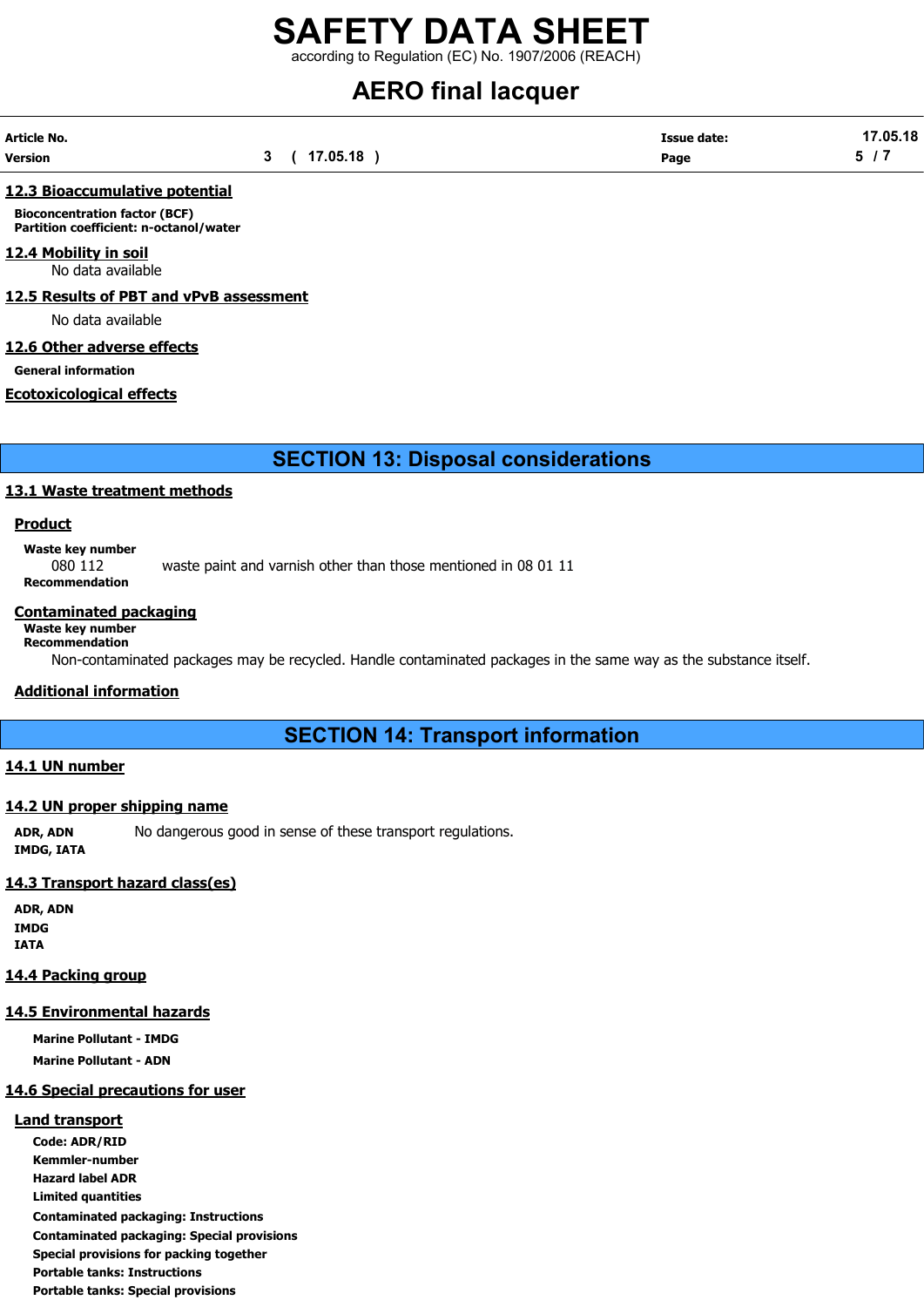### 12.3 Bioaccumulative potential

**Bioconcentration factor (BCF)**
**Partition coefficient: n-octanol/water**

### 12.4 Mobility in soil

No data available

### 12.5 Results of PBT and vPvB assessment

No data available

### 12.6 Other adverse effects

**General information**

### Ecotoxicological effects

## SECTION 13: Disposal considerations

### 13.1 Waste treatment methods

#### Product

**Waste key number**
080 112 waste paint and varnish other than those mentioned in 08 01 11
**Recommendation**

#### Contaminated packaging

**Waste key number**
**Recommendation**
Non-contaminated packages may be recycled. Handle contaminated packages in the same way as the substance itself.

#### Additional information

## SECTION 14: Transport information

### 14.1 UN number

### 14.2 UN proper shipping name

**ADR, ADN** No dangerous good in sense of these transport regulations.
**IMDG, IATA**

### 14.3 Transport hazard class(es)

**ADR, ADN**
**IMDG**
**IATA**

### 14.4 Packing group

### 14.5 Environmental hazards

**Marine Pollutant - IMDG**
**Marine Pollutant - ADN**

### 14.6 Special precautions for user

#### Land transport

**Code: ADR/RID**
**Kemmler-number**
**Hazard label ADR**
**Limited quantities**
**Contaminated packaging: Instructions**
**Contaminated packaging: Special provisions**
**Special provisions for packing together**
**Portable tanks: Instructions**
**Portable tanks: Special provisions**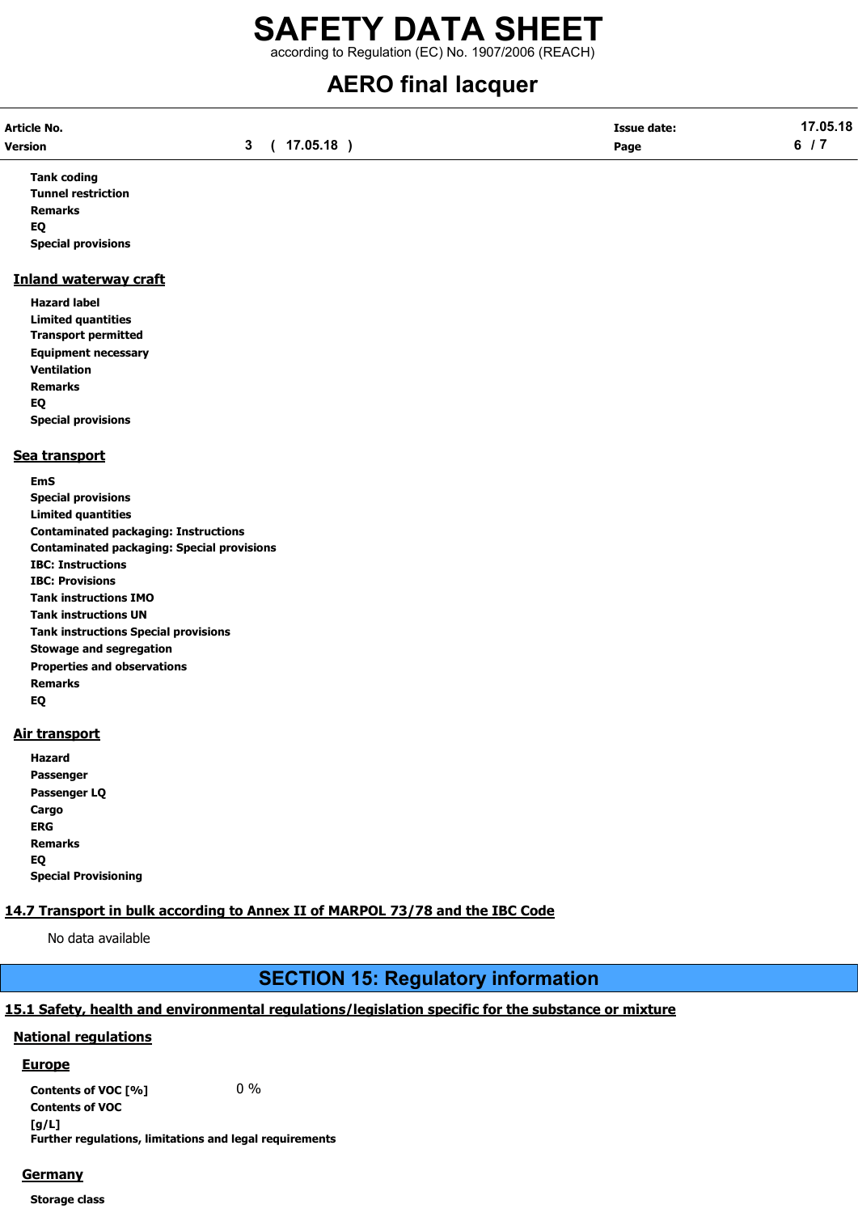**Tank coding**
**Tunnel restriction**
**Remarks**
**EQ**
**Special provisions**

### Inland waterway craft

**Hazard label**
**Limited quantities**
**Transport permitted**
**Equipment necessary**
**Ventilation**
**Remarks**
**EQ**
**Special provisions**

### Sea transport

**EmS**
**Special provisions**
**Limited quantities**
**Contaminated packaging: Instructions**
**Contaminated packaging: Special provisions**
**IBC: Instructions**
**IBC: Provisions**
**Tank instructions IMO**
**Tank instructions UN**
**Tank instructions Special provisions**
**Stowage and segregation**
**Properties and observations**
**Remarks**
**EQ**

### Air transport

**Hazard**
**Passenger**
**Passenger LQ**
**Cargo**
**ERG**
**Remarks**
**EQ**
**Special Provisioning**

### 14.7 Transport in bulk according to Annex II of MARPOL 73/78 and the IBC Code

No data available

## SECTION 15: Regulatory information

### 15.1 Safety, health and environmental regulations/legislation specific for the substance or mixture

### National regulations

#### Europe

**Contents of VOC [%]** 0 %
**Contents of VOC [g/L]**
**Further regulations, limitations and legal requirements**

#### Germany

**Storage class**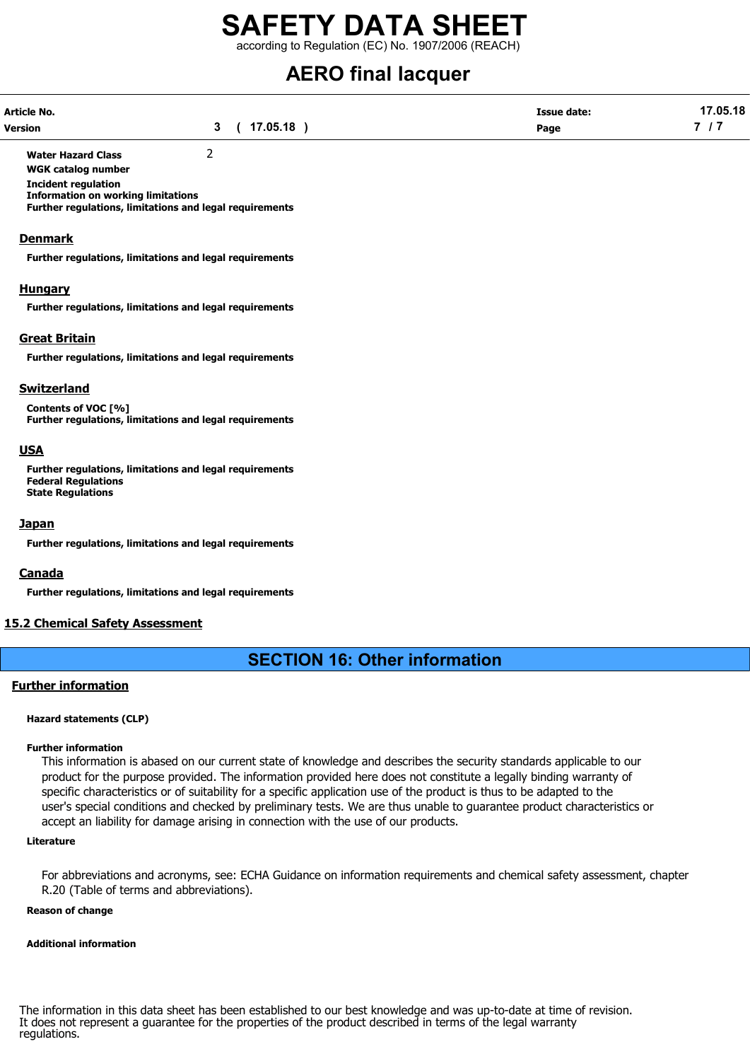**Water Hazard Class** 2

**WGK catalog number**

**Incident regulation**

**Information on working limitations**

**Further regulations, limitations and legal requirements**

### Denmark

**Further regulations, limitations and legal requirements**

### Hungary

**Further regulations, limitations and legal requirements**

### Great Britain

**Further regulations, limitations and legal requirements**

### Switzerland

**Contents of VOC [%]**

**Further regulations, limitations and legal requirements**

### USA

**Further regulations, limitations and legal requirements**

**Federal Regulations**

**State Regulations**

### Japan

**Further regulations, limitations and legal requirements**

### Canada

**Further regulations, limitations and legal requirements**

## 15.2 Chemical Safety Assessment

# SECTION 16: Other information

## Further information

**Hazard statements (CLP)**

**Further information**

This information is abased on our current state of knowledge and describes the security standards applicable to our product for the purpose provided. The information provided here does not constitute a legally binding warranty of specific characteristics or of suitability for a specific application use of the product is thus to be adapted to the user's special conditions and checked by preliminary tests. We are thus unable to guarantee product characteristics or accept an liability for damage arising in connection with the use of our products.

**Literature**

For abbreviations and acronyms, see: ECHA Guidance on information requirements and chemical safety assessment, chapter R.20 (Table of terms and abbreviations).

**Reason of change**

**Additional information**

The information in this data sheet has been established to our best knowledge and was up-to-date at time of revision. It does not represent a guarantee for the properties of the product described in terms of the legal warranty regulations.